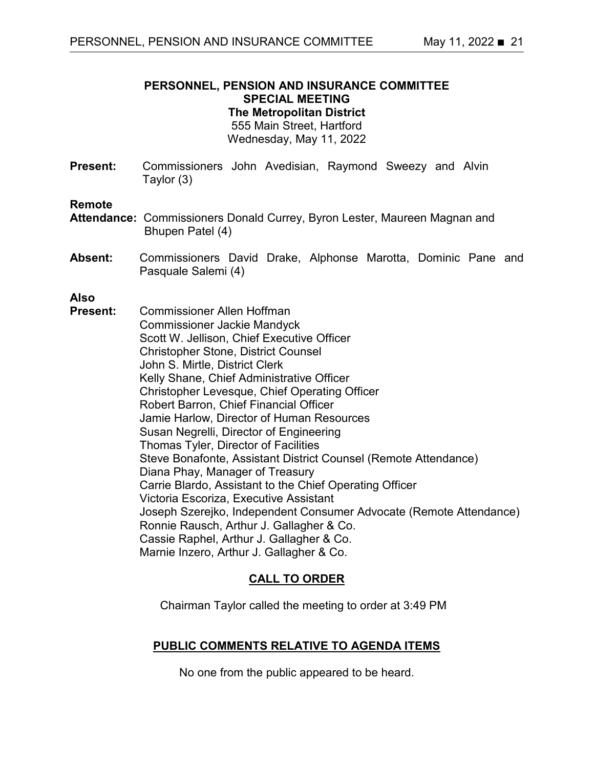# PERSONNEL, PENSION AND INSURANCE COMMITTEE
## SPECIAL MEETING
**The Metropolitan District**
555 Main Street, Hartford
Wednesday, May 11, 2022

**Present:** Commissioners John Avedisian, Raymond Sweezy and Alvin Taylor (3)

**Remote Attendance:** Commissioners Donald Currey, Byron Lester, Maureen Magnan and Bhupen Patel (4)

**Absent:** Commissioners David Drake, Alphonse Marotta, Dominic Pane and Pasquale Salemi (4)

**Also Present:**
Commissioner Allen Hoffman
Commissioner Jackie Mandyck
Scott W. Jellison, Chief Executive Officer
Christopher Stone, District Counsel
John S. Mirtle, District Clerk
Kelly Shane, Chief Administrative Officer
Christopher Levesque, Chief Operating Officer
Robert Barron, Chief Financial Officer
Jamie Harlow, Director of Human Resources
Susan Negrelli, Director of Engineering
Thomas Tyler, Director of Facilities
Steve Bonafonte, Assistant District Counsel (Remote Attendance)
Diana Phay, Manager of Treasury
Carrie Blardo, Assistant to the Chief Operating Officer
Victoria Escoriza, Executive Assistant
Joseph Szerejko, Independent Consumer Advocate (Remote Attendance)
Ronnie Rausch, Arthur J. Gallagher & Co.
Cassie Raphel, Arthur J. Gallagher & Co.
Marnie Inzero, Arthur J. Gallagher & Co.

## CALL TO ORDER

Chairman Taylor called the meeting to order at 3:49 PM

## PUBLIC COMMENTS RELATIVE TO AGENDA ITEMS

No one from the public appeared to be heard.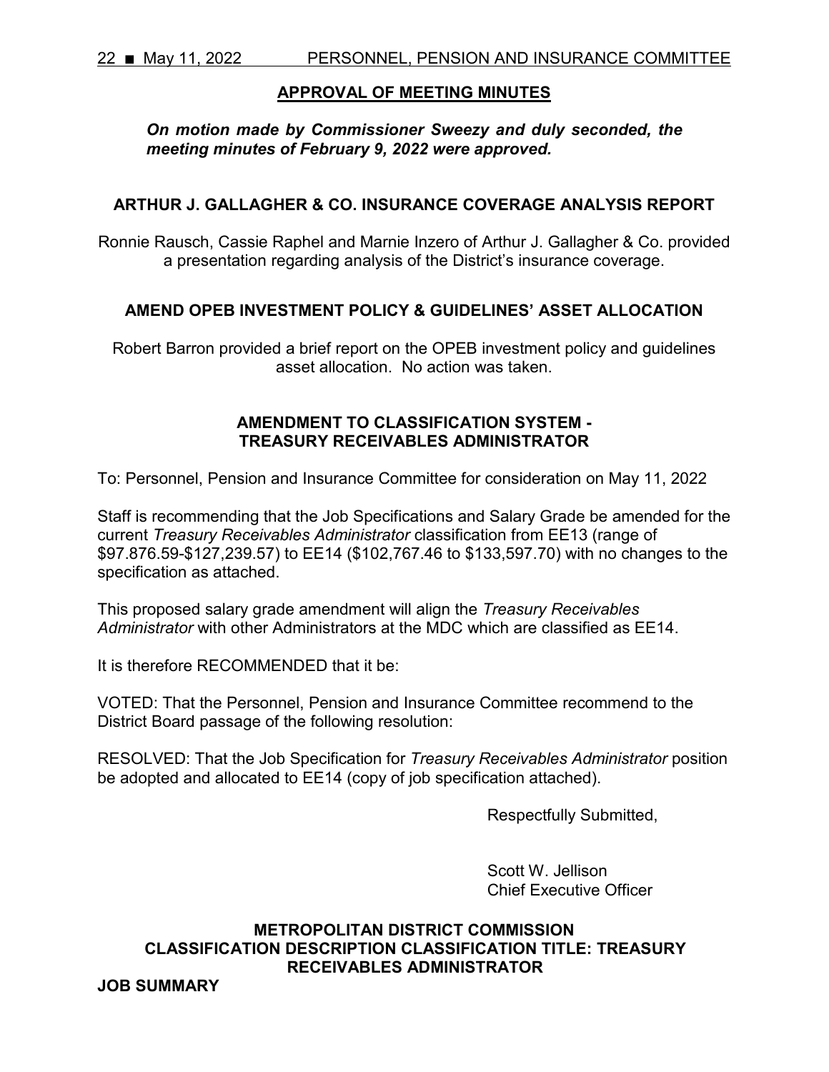## APPROVAL OF MEETING MINUTES

***On motion made by Commissioner Sweezy and duly seconded, the meeting minutes of February 9, 2022 were approved.***

## ARTHUR J. GALLAGHER & CO. INSURANCE COVERAGE ANALYSIS REPORT

Ronnie Rausch, Cassie Raphel and Marnie Inzero of Arthur J. Gallagher & Co. provided a presentation regarding analysis of the District's insurance coverage.

## AMEND OPEB INVESTMENT POLICY & GUIDELINES' ASSET ALLOCATION

Robert Barron provided a brief report on the OPEB investment policy and guidelines asset allocation. No action was taken.

## AMENDMENT TO CLASSIFICATION SYSTEM - TREASURY RECEIVABLES ADMINISTRATOR

To: Personnel, Pension and Insurance Committee for consideration on May 11, 2022

Staff is recommending that the Job Specifications and Salary Grade be amended for the current *Treasury Receivables Administrator* classification from EE13 (range of $97.876.59-$127,239.57) to EE14 ($102,767.46 to $133,597.70) with no changes to the specification as attached.

This proposed salary grade amendment will align the *Treasury Receivables Administrator* with other Administrators at the MDC which are classified as EE14.

It is therefore RECOMMENDED that it be:

VOTED: That the Personnel, Pension and Insurance Committee recommend to the District Board passage of the following resolution:

RESOLVED: That the Job Specification for *Treasury Receivables Administrator* position be adopted and allocated to EE14 (copy of job specification attached).

Respectfully Submitted,

Scott W. Jellison
Chief Executive Officer

## METROPOLITAN DISTRICT COMMISSION
## CLASSIFICATION DESCRIPTION CLASSIFICATION TITLE: TREASURY RECEIVABLES ADMINISTRATOR

**JOB SUMMARY**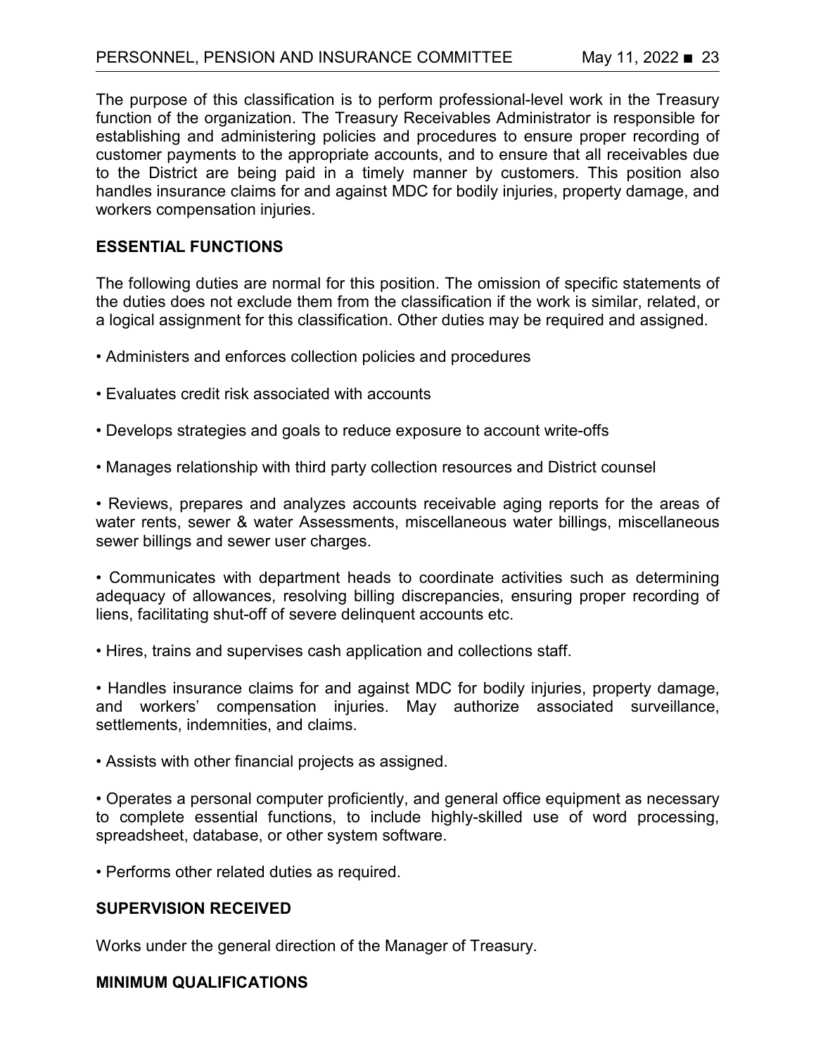The purpose of this classification is to perform professional-level work in the Treasury function of the organization. The Treasury Receivables Administrator is responsible for establishing and administering policies and procedures to ensure proper recording of customer payments to the appropriate accounts, and to ensure that all receivables due to the District are being paid in a timely manner by customers. This position also handles insurance claims for and against MDC for bodily injuries, property damage, and workers compensation injuries.

**ESSENTIAL FUNCTIONS**

The following duties are normal for this position. The omission of specific statements of the duties does not exclude them from the classification if the work is similar, related, or a logical assignment for this classification. Other duties may be required and assigned.

- Administers and enforces collection policies and procedures
- Evaluates credit risk associated with accounts
- Develops strategies and goals to reduce exposure to account write-offs
- Manages relationship with third party collection resources and District counsel
- Reviews, prepares and analyzes accounts receivable aging reports for the areas of water rents, sewer & water Assessments, miscellaneous water billings, miscellaneous sewer billings and sewer user charges.
- Communicates with department heads to coordinate activities such as determining adequacy of allowances, resolving billing discrepancies, ensuring proper recording of liens, facilitating shut-off of severe delinquent accounts etc.
- Hires, trains and supervises cash application and collections staff.
- Handles insurance claims for and against MDC for bodily injuries, property damage, and workers' compensation injuries. May authorize associated surveillance, settlements, indemnities, and claims.
- Assists with other financial projects as assigned.
- Operates a personal computer proficiently, and general office equipment as necessary to complete essential functions, to include highly-skilled use of word processing, spreadsheet, database, or other system software.
- Performs other related duties as required.

**SUPERVISION RECEIVED**

Works under the general direction of the Manager of Treasury.

**MINIMUM QUALIFICATIONS**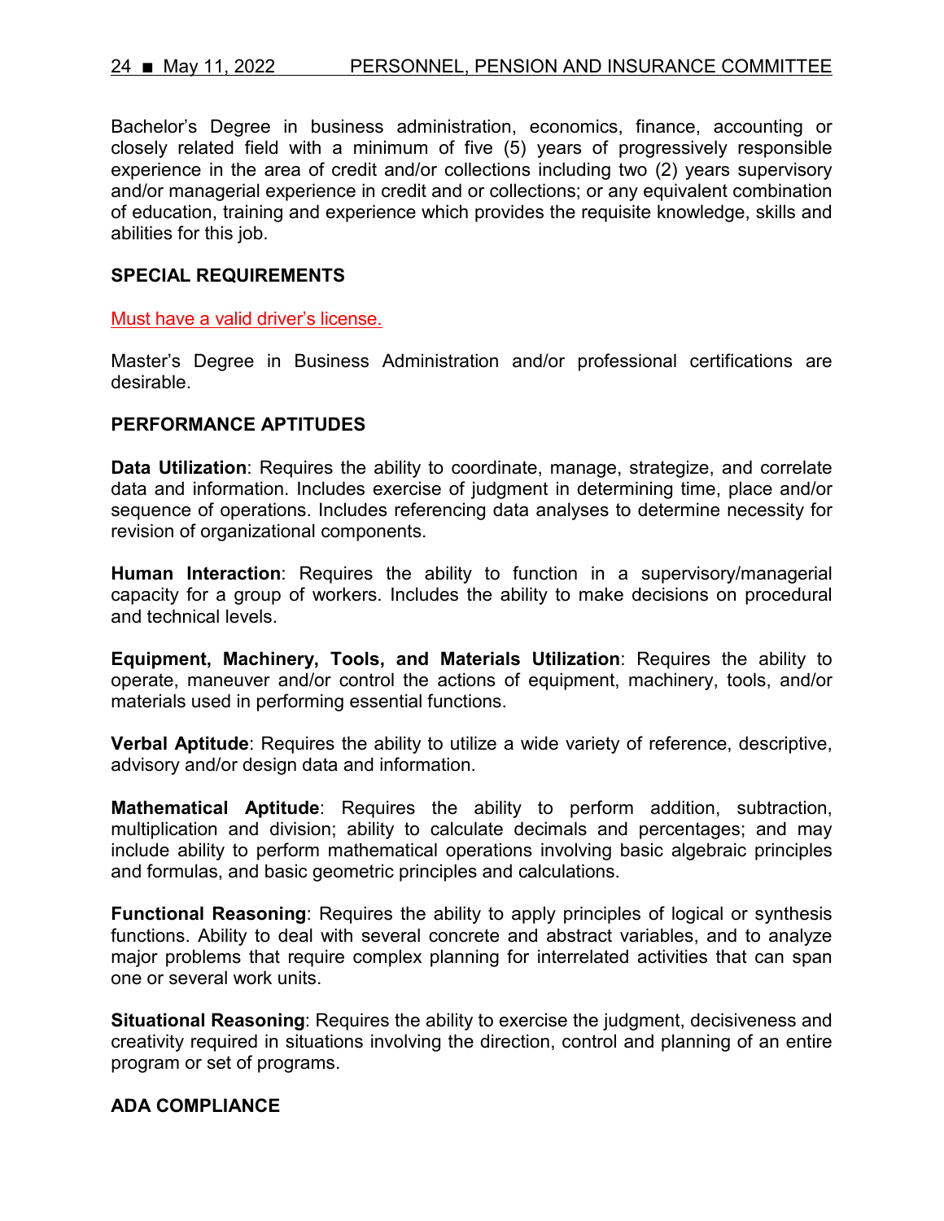Bachelor's Degree in business administration, economics, finance, accounting or closely related field with a minimum of five (5) years of progressively responsible experience in the area of credit and/or collections including two (2) years supervisory and/or managerial experience in credit and or collections; or any equivalent combination of education, training and experience which provides the requisite knowledge, skills and abilities for this job.

**SPECIAL REQUIREMENTS**

Must have a valid driver's license.

Master's Degree in Business Administration and/or professional certifications are desirable.

**PERFORMANCE APTITUDES**

**Data Utilization**: Requires the ability to coordinate, manage, strategize, and correlate data and information. Includes exercise of judgment in determining time, place and/or sequence of operations. Includes referencing data analyses to determine necessity for revision of organizational components.

**Human Interaction**: Requires the ability to function in a supervisory/managerial capacity for a group of workers. Includes the ability to make decisions on procedural and technical levels.

**Equipment, Machinery, Tools, and Materials Utilization**: Requires the ability to operate, maneuver and/or control the actions of equipment, machinery, tools, and/or materials used in performing essential functions.

**Verbal Aptitude**: Requires the ability to utilize a wide variety of reference, descriptive, advisory and/or design data and information.

**Mathematical Aptitude**: Requires the ability to perform addition, subtraction, multiplication and division; ability to calculate decimals and percentages; and may include ability to perform mathematical operations involving basic algebraic principles and formulas, and basic geometric principles and calculations.

**Functional Reasoning**: Requires the ability to apply principles of logical or synthesis functions. Ability to deal with several concrete and abstract variables, and to analyze major problems that require complex planning for interrelated activities that can span one or several work units.

**Situational Reasoning**: Requires the ability to exercise the judgment, decisiveness and creativity required in situations involving the direction, control and planning of an entire program or set of programs.

**ADA COMPLIANCE**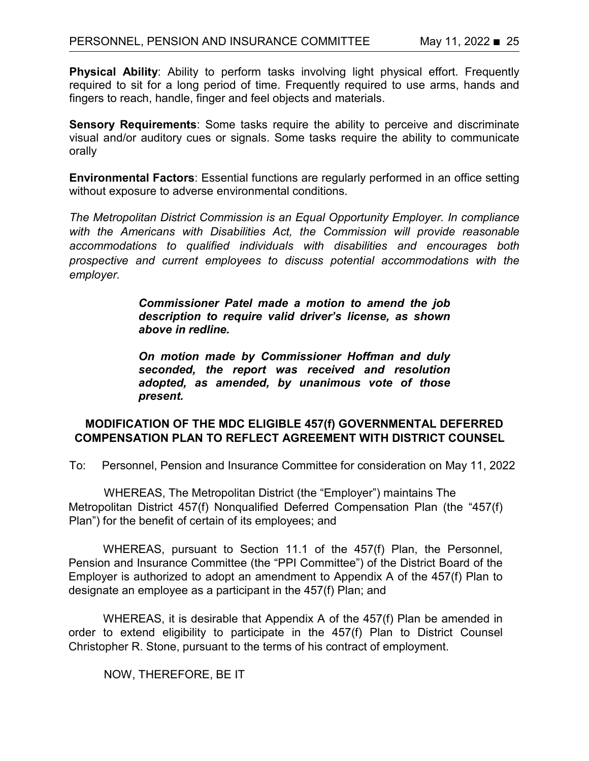**Physical Ability**: Ability to perform tasks involving light physical effort. Frequently required to sit for a long period of time. Frequently required to use arms, hands and fingers to reach, handle, finger and feel objects and materials.

**Sensory Requirements**: Some tasks require the ability to perceive and discriminate visual and/or auditory cues or signals. Some tasks require the ability to communicate orally

**Environmental Factors**: Essential functions are regularly performed in an office setting without exposure to adverse environmental conditions.

*The Metropolitan District Commission is an Equal Opportunity Employer. In compliance with the Americans with Disabilities Act, the Commission will provide reasonable accommodations to qualified individuals with disabilities and encourages both prospective and current employees to discuss potential accommodations with the employer.*

> ***Commissioner Patel made a motion to amend the job description to require valid driver's license, as shown above in redline.***
>
> ***On motion made by Commissioner Hoffman and duly seconded, the report was received and resolution adopted, as amended, by unanimous vote of those present.***

## MODIFICATION OF THE MDC ELIGIBLE 457(f) GOVERNMENTAL DEFERRED COMPENSATION PLAN TO REFLECT AGREEMENT WITH DISTRICT COUNSEL

To: Personnel, Pension and Insurance Committee for consideration on May 11, 2022

WHEREAS, The Metropolitan District (the "Employer") maintains The Metropolitan District 457(f) Nonqualified Deferred Compensation Plan (the "457(f) Plan") for the benefit of certain of its employees; and

WHEREAS, pursuant to Section 11.1 of the 457(f) Plan, the Personnel, Pension and Insurance Committee (the "PPI Committee") of the District Board of the Employer is authorized to adopt an amendment to Appendix A of the 457(f) Plan to designate an employee as a participant in the 457(f) Plan; and

WHEREAS, it is desirable that Appendix A of the 457(f) Plan be amended in order to extend eligibility to participate in the 457(f) Plan to District Counsel Christopher R. Stone, pursuant to the terms of his contract of employment.

NOW, THEREFORE, BE IT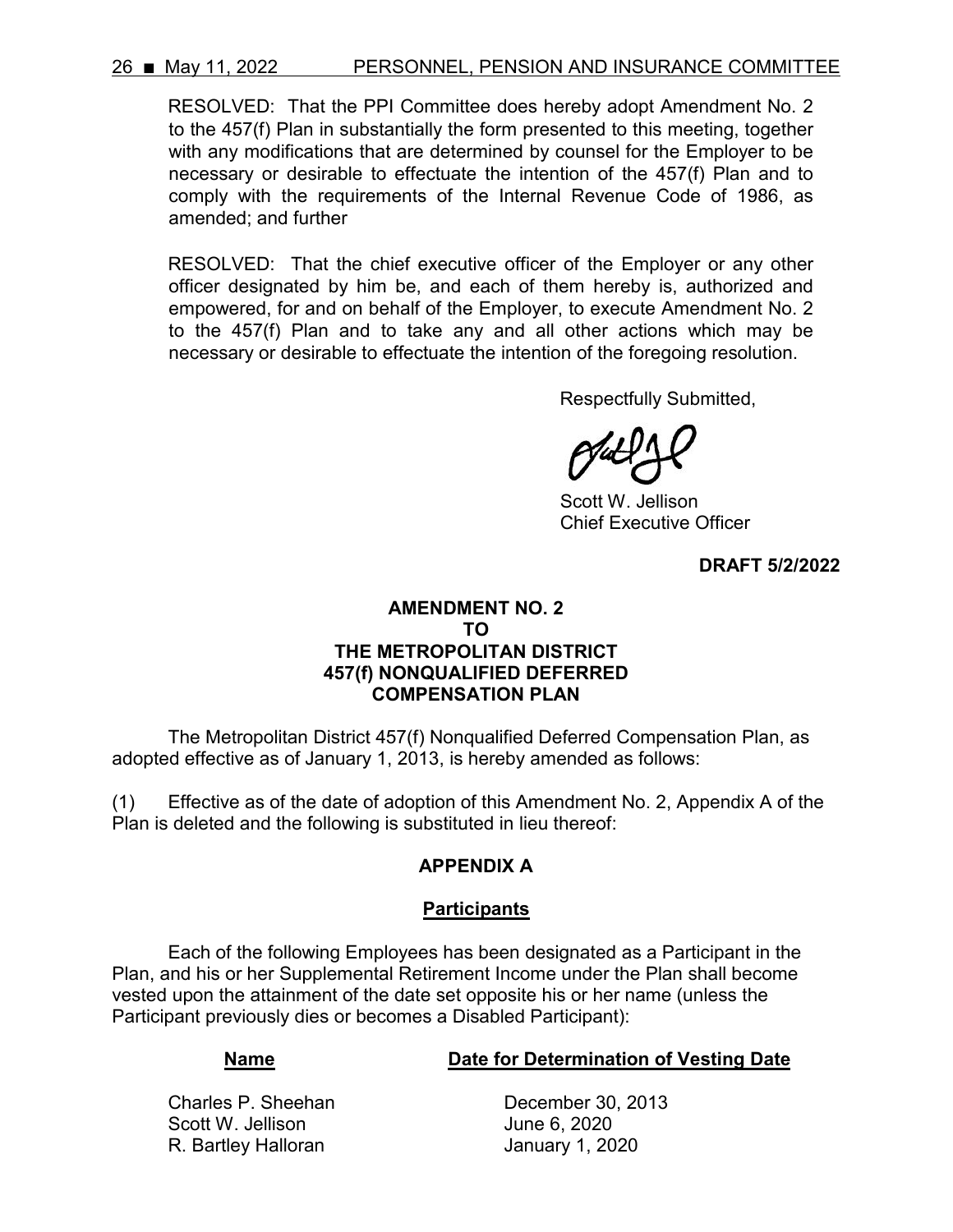RESOLVED: That the PPI Committee does hereby adopt Amendment No. 2 to the 457(f) Plan in substantially the form presented to this meeting, together with any modifications that are determined by counsel for the Employer to be necessary or desirable to effectuate the intention of the 457(f) Plan and to comply with the requirements of the Internal Revenue Code of 1986, as amended; and further

RESOLVED: That the chief executive officer of the Employer or any other officer designated by him be, and each of them hereby is, authorized and empowered, for and on behalf of the Employer, to execute Amendment No. 2 to the 457(f) Plan and to take any and all other actions which may be necessary or desirable to effectuate the intention of the foregoing resolution.

Respectfully Submitted,

Scott W. Jellison
Chief Executive Officer

**DRAFT 5/2/2022**

**AMENDMENT NO. 2**
**TO**
**THE METROPOLITAN DISTRICT**
**457(f) NONQUALIFIED DEFERRED**
**COMPENSATION PLAN**

The Metropolitan District 457(f) Nonqualified Deferred Compensation Plan, as adopted effective as of January 1, 2013, is hereby amended as follows:

(1) Effective as of the date of adoption of this Amendment No. 2, Appendix A of the Plan is deleted and the following is substituted in lieu thereof:

**APPENDIX A**

**Participants**

Each of the following Employees has been designated as a Participant in the Plan, and his or her Supplemental Retirement Income under the Plan shall become vested upon the attainment of the date set opposite his or her name (unless the Participant previously dies or becomes a Disabled Participant):

| Name | Date for Determination of Vesting Date |
| --- | --- |
| Charles P. Sheehan | December 30, 2013 |
| Scott W. Jellison | June 6, 2020 |
| R. Bartley Halloran | January 1, 2020 |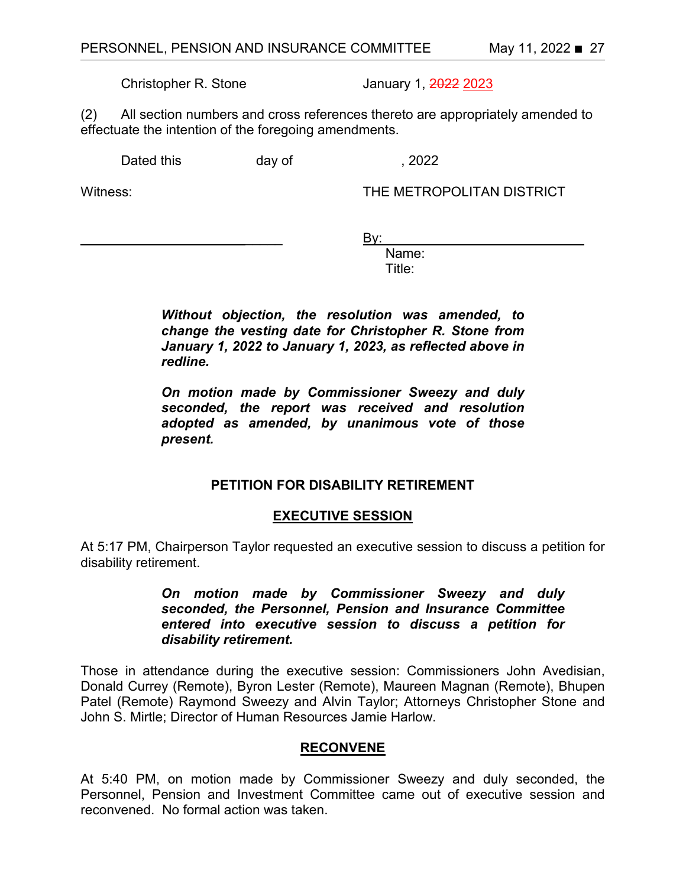Christopher R. Stone January 1, ~~2022~~ 2023

(2) All section numbers and cross references thereto are appropriately amended to effectuate the intention of the foregoing amendments.

Dated this day of , 2022

Witness: THE METROPOLITAN DISTRICT

______________________________ By: ______________________________
Name:
Title:

***Without objection, the resolution was amended, to change the vesting date for Christopher R. Stone from January 1, 2022 to January 1, 2023, as reflected above in redline.***

***On motion made by Commissioner Sweezy and duly seconded, the report was received and resolution adopted as amended, by unanimous vote of those present.***

**PETITION FOR DISABILITY RETIREMENT**

**EXECUTIVE SESSION**

At 5:17 PM, Chairperson Taylor requested an executive session to discuss a petition for disability retirement.

***On motion made by Commissioner Sweezy and duly seconded, the Personnel, Pension and Insurance Committee entered into executive session to discuss a petition for disability retirement.***

Those in attendance during the executive session: Commissioners John Avedisian, Donald Currey (Remote), Byron Lester (Remote), Maureen Magnan (Remote), Bhupen Patel (Remote) Raymond Sweezy and Alvin Taylor; Attorneys Christopher Stone and John S. Mirtle; Director of Human Resources Jamie Harlow.

**RECONVENE**

At 5:40 PM, on motion made by Commissioner Sweezy and duly seconded, the Personnel, Pension and Investment Committee came out of executive session and reconvened. No formal action was taken.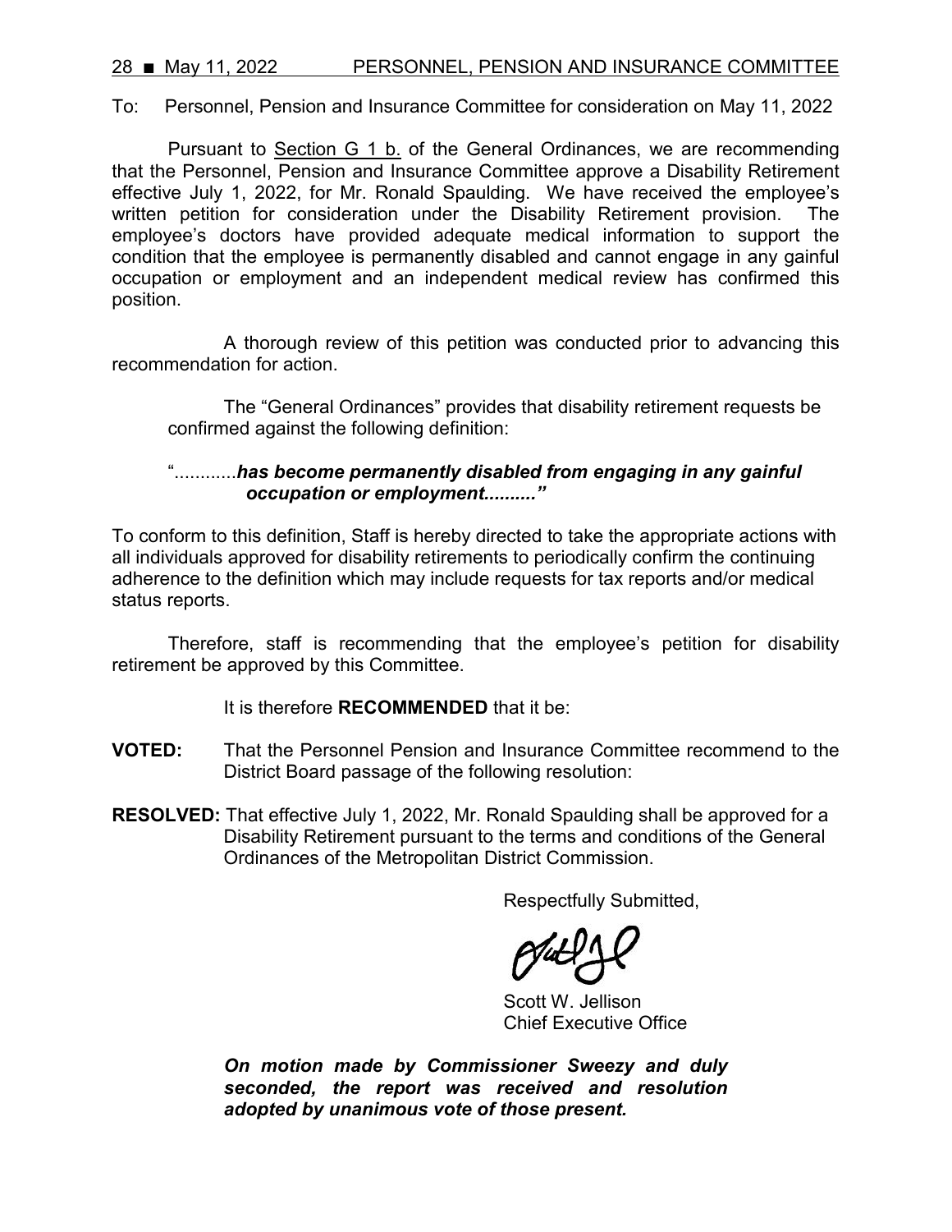To: Personnel, Pension and Insurance Committee for consideration on May 11, 2022

Pursuant to Section G 1 b. of the General Ordinances, we are recommending that the Personnel, Pension and Insurance Committee approve a Disability Retirement effective July 1, 2022, for Mr. Ronald Spaulding. We have received the employee's written petition for consideration under the Disability Retirement provision. The employee's doctors have provided adequate medical information to support the condition that the employee is permanently disabled and cannot engage in any gainful occupation or employment and an independent medical review has confirmed this position.

A thorough review of this petition was conducted prior to advancing this recommendation for action.

The "General Ordinances" provides that disability retirement requests be confirmed against the following definition:

"............***has become permanently disabled from engaging in any gainful occupation or employment.........***"

To conform to this definition, Staff is hereby directed to take the appropriate actions with all individuals approved for disability retirements to periodically confirm the continuing adherence to the definition which may include requests for tax reports and/or medical status reports.

Therefore, staff is recommending that the employee's petition for disability retirement be approved by this Committee.

It is therefore **RECOMMENDED** that it be:

**VOTED:** That the Personnel Pension and Insurance Committee recommend to the District Board passage of the following resolution:

**RESOLVED:** That effective July 1, 2022, Mr. Ronald Spaulding shall be approved for a Disability Retirement pursuant to the terms and conditions of the General Ordinances of the Metropolitan District Commission.

Respectfully Submitted,

Scott W. Jellison
Chief Executive Office

***On motion made by Commissioner Sweezy and duly seconded, the report was received and resolution adopted by unanimous vote of those present.***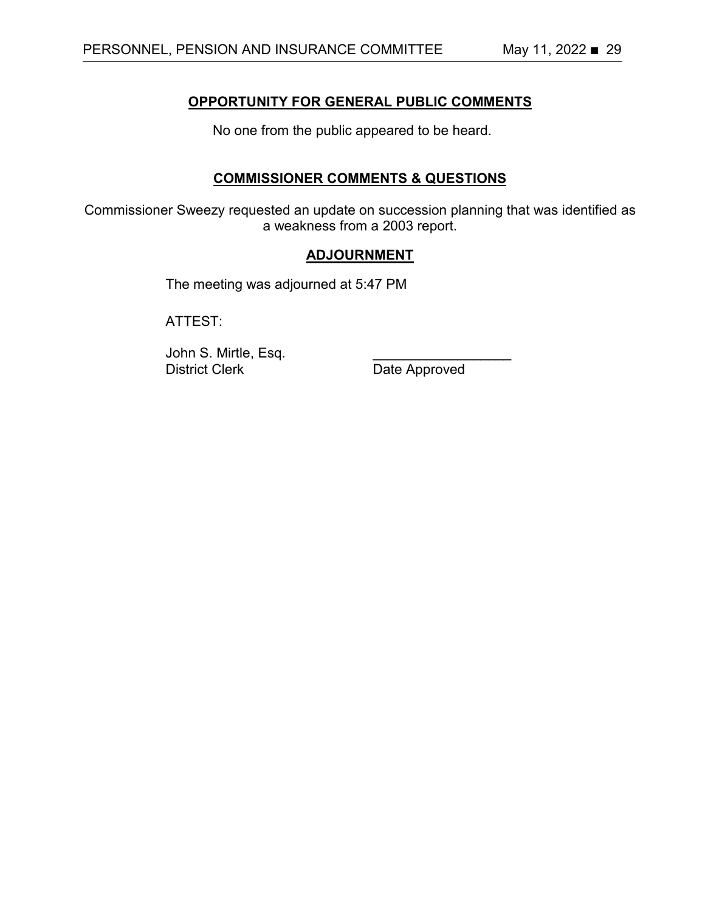## OPPORTUNITY FOR GENERAL PUBLIC COMMENTS

No one from the public appeared to be heard.

## COMMISSIONER COMMENTS & QUESTIONS

Commissioner Sweezy requested an update on succession planning that was identified as a weakness from a 2003 report.

## ADJOURNMENT

The meeting was adjourned at 5:47 PM

ATTEST:

John S. Mirtle, Esq.  
District Clerk

\_\_\_\_\_\_\_\_\_\_\_\_\_\_\_\_\_\_  
Date Approved